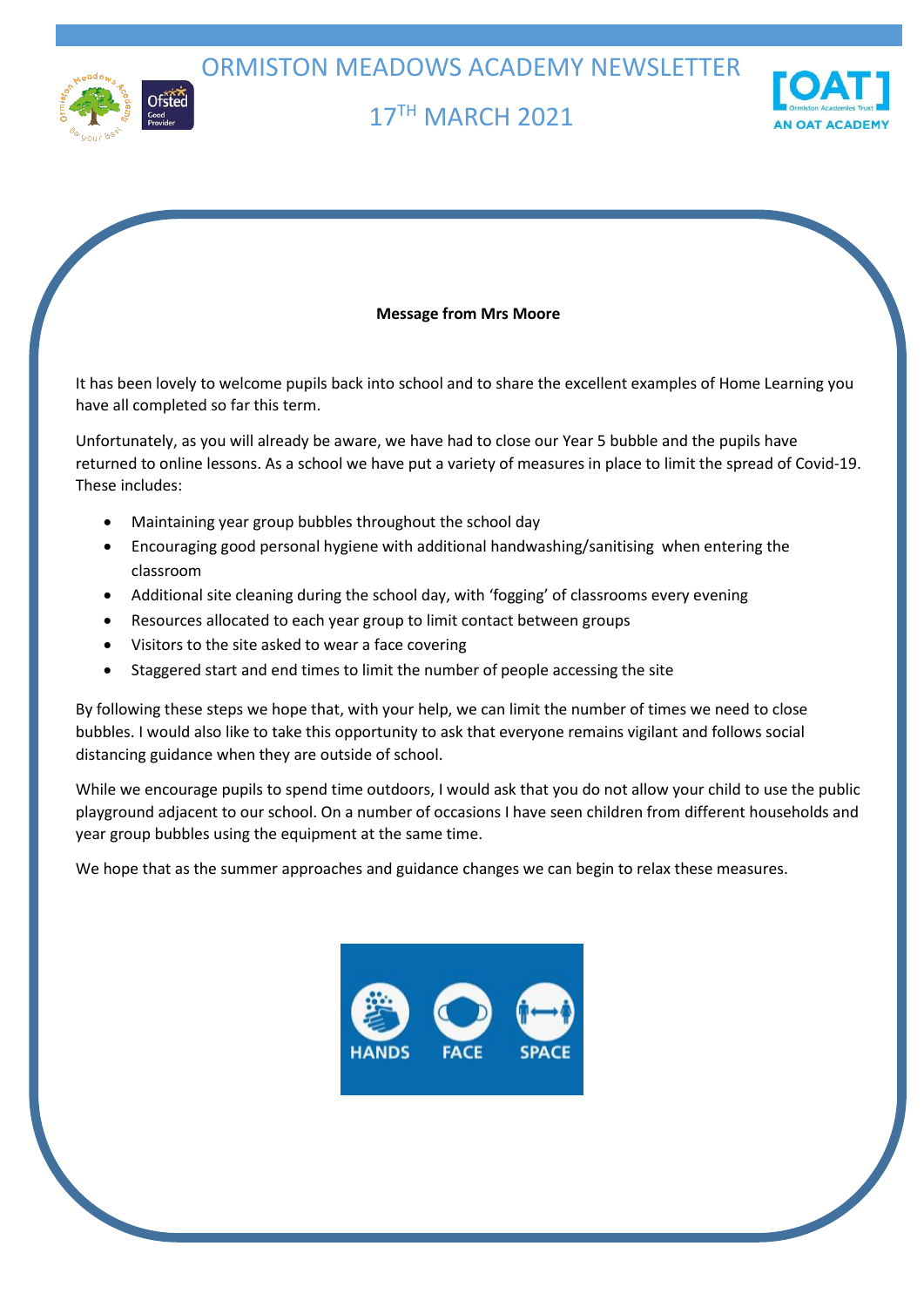# ORMISTON MEADOWS ACADEMY NEWSLETTER

## 17TH MARCH 2021

**Message from Mrs Moore**

It has been lovely to welcome pupils back into school and to share the excellent examples of Home Learning you have all completed so far this term.

Unfortunately, as you will already be aware, we have had to close our Year 5 bubble and the pupils have returned to online lessons. As a school we have put a variety of measures in place to limit the spread of Covid-19. These includes:

- Maintaining year group bubbles throughout the school day
- Encouraging good personal hygiene with additional handwashing/sanitising when entering the classroom
- Additional site cleaning during the school day, with 'fogging' of classrooms every evening
- Resources allocated to each year group to limit contact between groups
- Visitors to the site asked to wear a face covering
- Staggered start and end times to limit the number of people accessing the site

By following these steps we hope that, with your help, we can limit the number of times we need to close bubbles. I would also like to take this opportunity to ask that everyone remains vigilant and follows social distancing guidance when they are outside of school.

While we encourage pupils to spend time outdoors, I would ask that you do not allow your child to use the public playground adjacent to our school. On a number of occasions I have seen children from different households and year group bubbles using the equipment at the same time.

We hope that as the summer approaches and guidance changes we can begin to relax these measures.

HANDS FACE SPACE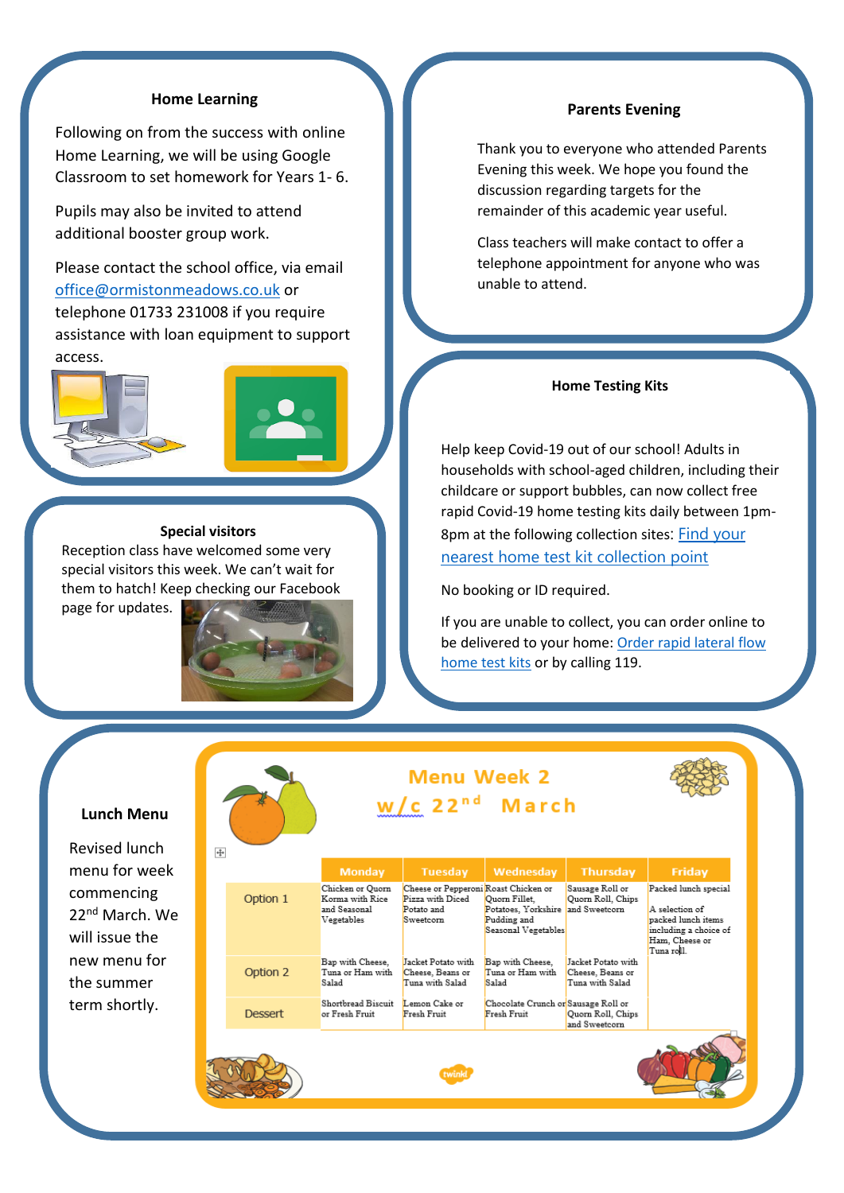## Home Learning

Following on from the success with online Home Learning, we will be using Google Classroom to set homework for Years 1- 6.

Pupils may also be invited to attend additional booster group work.

Please contact the school office, via email office@ormistonmeadows.co.uk or telephone 01733 231008 if you require assistance with loan equipment to support access.

## Parents Evening

Thank you to everyone who attended Parents Evening this week. We hope you found the discussion regarding targets for the remainder of this academic year useful.

Class teachers will make contact to offer a telephone appointment for anyone who was unable to attend.

## Special visitors

Reception class have welcomed some very special visitors this week. We can't wait for them to hatch! Keep checking our Facebook page for updates.

## Home Testing Kits

Help keep Covid-19 out of our school! Adults in households with school-aged children, including their childcare or support bubbles, can now collect free rapid Covid-19 home testing kits daily between 1pm-8pm at the following collection sites: Find your nearest home test kit collection point

No booking or ID required.

If you are unable to collect, you can order online to be delivered to your home: Order rapid lateral flow home test kits or by calling 119.

## Lunch Menu

Revised lunch menu for week commencing 22nd March. We will issue the new menu for the summer term shortly.

### Menu Week 2
### w/c 22nd March

| | Monday | Tuesday | Wednesday | Thursday | Friday |
|---|---|---|---|---|---|
| Option 1 | Chicken or Quorn Korma with Rice and Seasonal Vegetables | Cheese or Pepperoni Pizza with Diced Potato and Sweetcorn | Roast Chicken or Quorn Fillet, Potatoes, Yorkshire Pudding and Seasonal Vegetables | Sausage Roll or Quorn Roll, Chips and Sweetcorn | Packed lunch special<br><br>A selection of packed lunch items including a choice of Ham, Cheese or Tuna roll. |
| Option 2 | Bap with Cheese, Tuna or Ham with Salad | Jacket Potato with Cheese, Beans or Tuna with Salad | Bap with Cheese, Tuna or Ham with Salad | Jacket Potato with Cheese, Beans or Tuna with Salad | |
| Dessert | Shortbread Biscuit or Fresh Fruit | Lemon Cake or Fresh Fruit | Chocolate Crunch or Fresh Fruit | Sausage Roll or Quorn Roll, Chips and Sweetcorn | |

twinkl